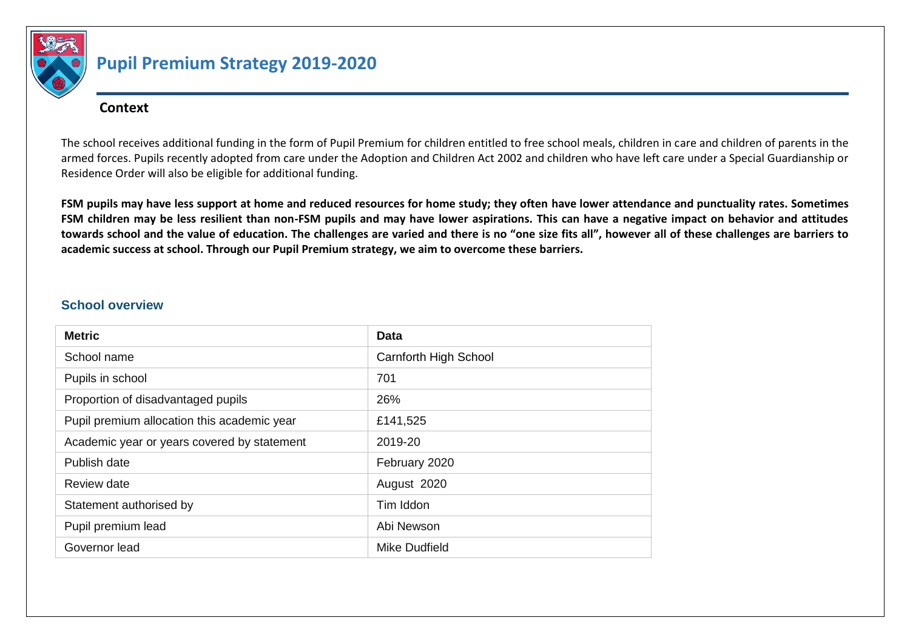# Pupil Premium Strategy 2019-2020

## Context

The school receives additional funding in the form of Pupil Premium for children entitled to free school meals, children in care and children of parents in the armed forces. Pupils recently adopted from care under the Adoption and Children Act 2002 and children who have left care under a Special Guardianship or Residence Order will also be eligible for additional funding.

**FSM pupils may have less support at home and reduced resources for home study; they often have lower attendance and punctuality rates. Sometimes FSM children may be less resilient than non-FSM pupils and may have lower aspirations. This can have a negative impact on behavior and attitudes towards school and the value of education. The challenges are varied and there is no "one size fits all", however all of these challenges are barriers to academic success at school. Through our Pupil Premium strategy, we aim to overcome these barriers.**

## School overview

| Metric | Data |
| --- | --- |
| School name | Carnforth High School |
| Pupils in school | 701 |
| Proportion of disadvantaged pupils | 26% |
| Pupil premium allocation this academic year | £141,525 |
| Academic year or years covered by statement | 2019-20 |
| Publish date | February 2020 |
| Review date | August 2020 |
| Statement authorised by | Tim Iddon |
| Pupil premium lead | Abi Newson |
| Governor lead | Mike Dudfield |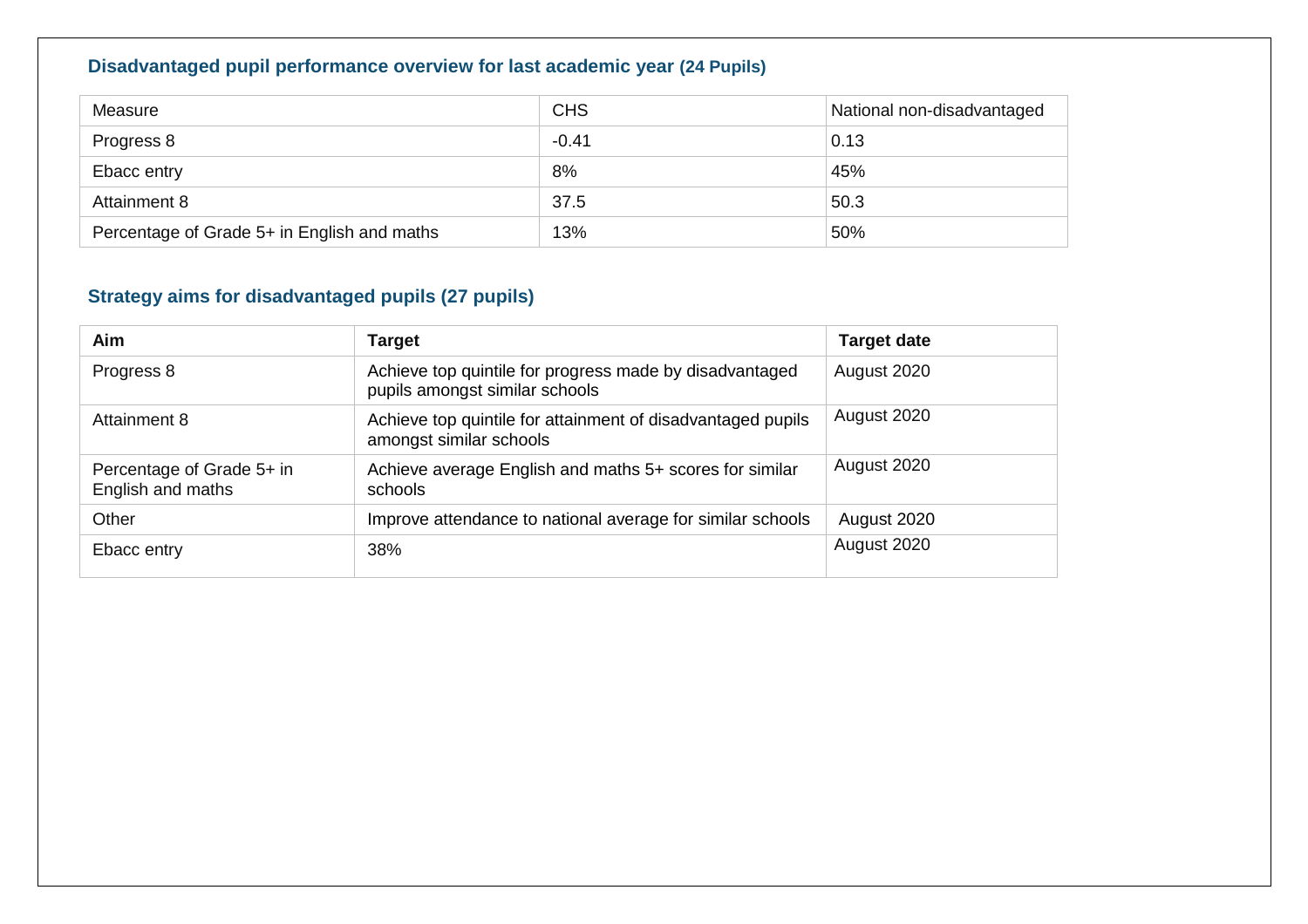## Disadvantaged pupil performance overview for last academic year (24 Pupils)

| Measure | CHS | National non-disadvantaged |
| --- | --- | --- |
| Progress 8 | -0.41 | 0.13 |
| Ebacc entry | 8% | 45% |
| Attainment 8 | 37.5 | 50.3 |
| Percentage of Grade 5+ in English and maths | 13% | 50% |

## Strategy aims for disadvantaged pupils (27 pupils)

| Aim | Target | Target date |
| --- | --- | --- |
| Progress 8 | Achieve top quintile for progress made by disadvantaged pupils amongst similar schools | August 2020 |
| Attainment 8 | Achieve top quintile for attainment of disadvantaged pupils amongst similar schools | August 2020 |
| Percentage of Grade 5+ in English and maths | Achieve average English and maths 5+ scores for similar schools | August 2020 |
| Other | Improve attendance to national average for similar schools | August 2020 |
| Ebacc entry | 38% | August 2020 |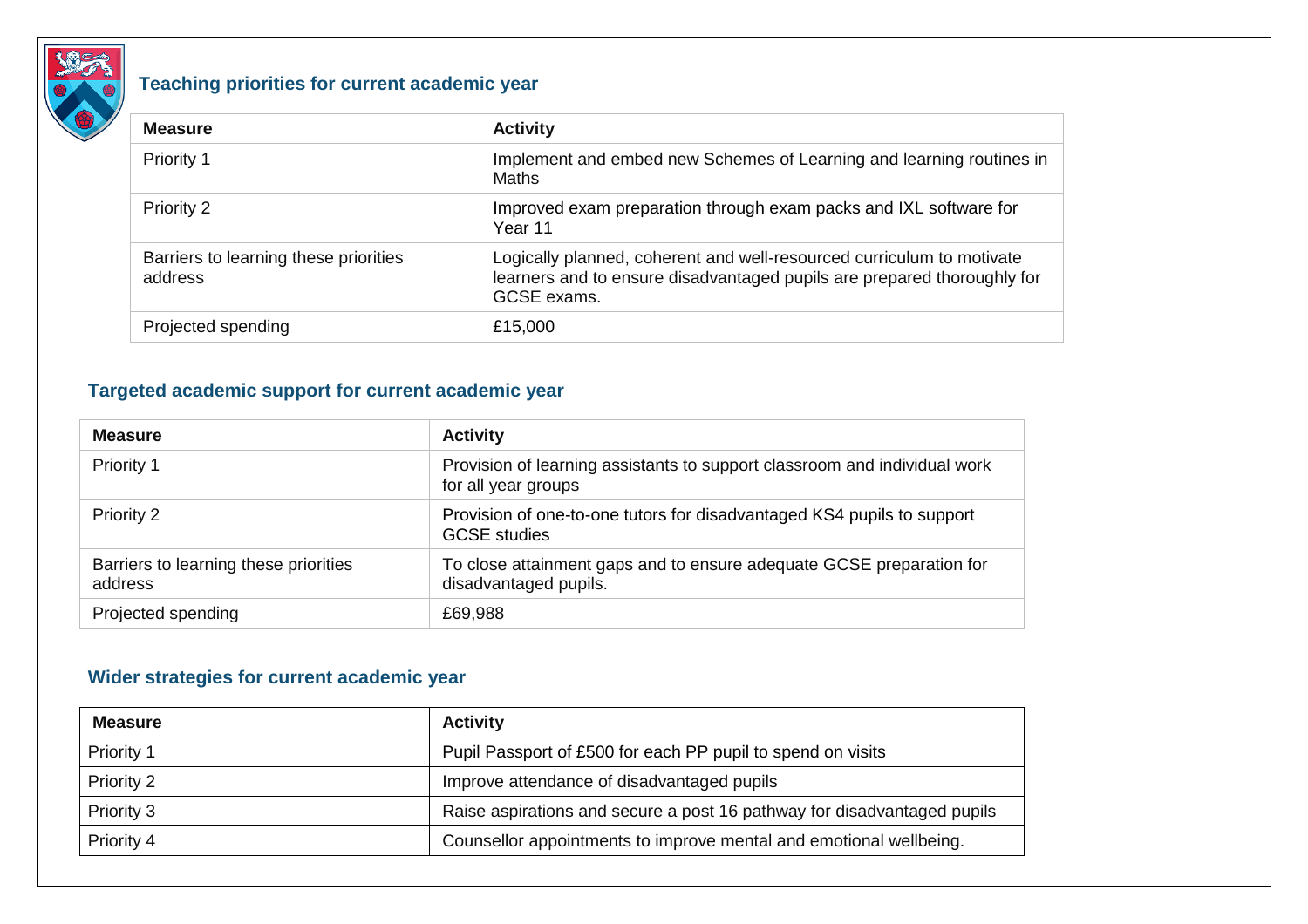## Teaching priorities for current academic year

| Measure | Activity |
|---|---|
| Priority 1 | Implement and embed new Schemes of Learning and learning routines in Maths |
| Priority 2 | Improved exam preparation through exam packs and IXL software for Year 11 |
| Barriers to learning these priorities address | Logically planned, coherent and well-resourced curriculum to motivate learners and to ensure disadvantaged pupils are prepared thoroughly for GCSE exams. |
| Projected spending | £15,000 |

## Targeted academic support for current academic year

| Measure | Activity |
|---|---|
| Priority 1 | Provision of learning assistants to support classroom and individual work for all year groups |
| Priority 2 | Provision of one-to-one tutors for disadvantaged KS4 pupils to support GCSE studies |
| Barriers to learning these priorities address | To close attainment gaps and to ensure adequate GCSE preparation for disadvantaged pupils. |
| Projected spending | £69,988 |

## Wider strategies for current academic year

| Measure | Activity |
|---|---|
| Priority 1 | Pupil Passport of £500 for each PP pupil to spend on visits |
| Priority 2 | Improve attendance of disadvantaged pupils |
| Priority 3 | Raise aspirations and secure a post 16 pathway for disadvantaged pupils |
| Priority 4 | Counsellor appointments to improve mental and emotional wellbeing. |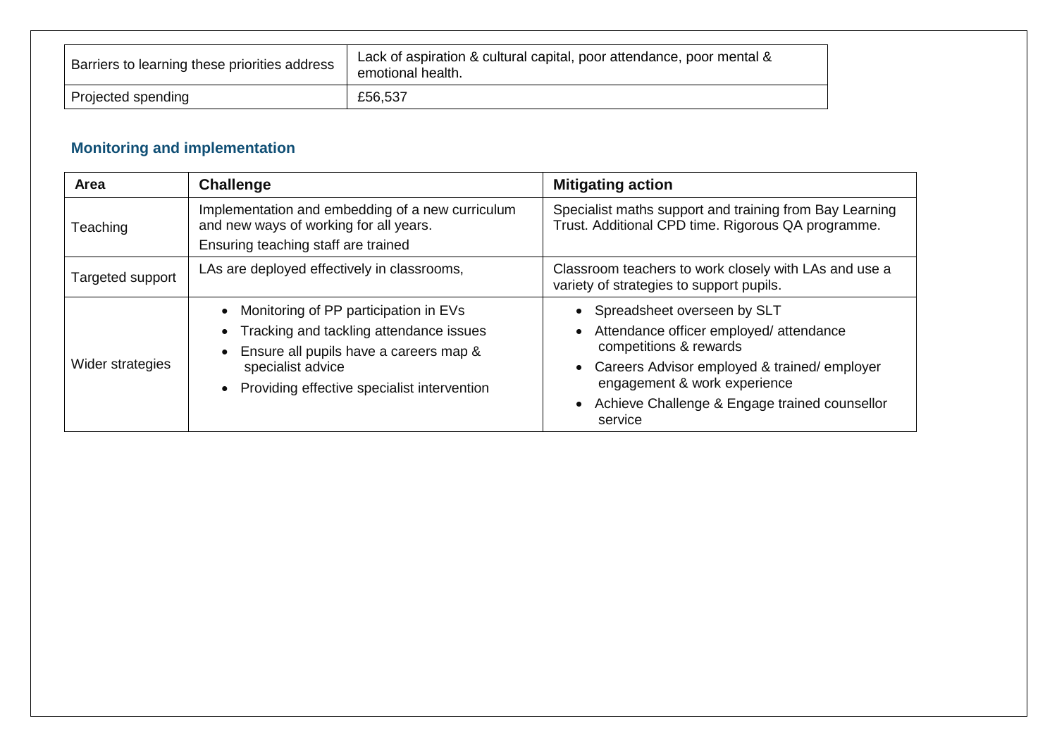| | |
|---|---|
| Barriers to learning these priorities address | Lack of aspiration & cultural capital, poor attendance, poor mental & emotional health. |
| Projected spending | £56,537 |

## Monitoring and implementation

| Area | Challenge | Mitigating action |
|---|---|---|
| Teaching | Implementation and embedding of a new curriculum and new ways of working for all years.<br>Ensuring teaching staff are trained | Specialist maths support and training from Bay Learning Trust. Additional CPD time. Rigorous QA programme. |
| Targeted support | LAs are deployed effectively in classrooms, | Classroom teachers to work closely with LAs and use a variety of strategies to support pupils. |
| Wider strategies | • Monitoring of PP participation in EVs<br>• Tracking and tackling attendance issues<br>• Ensure all pupils have a careers map & specialist advice<br>• Providing effective specialist intervention | • Spreadsheet overseen by SLT<br>• Attendance officer employed/ attendance competitions & rewards<br>• Careers Advisor employed & trained/ employer engagement & work experience<br>• Achieve Challenge & Engage trained counsellor service |